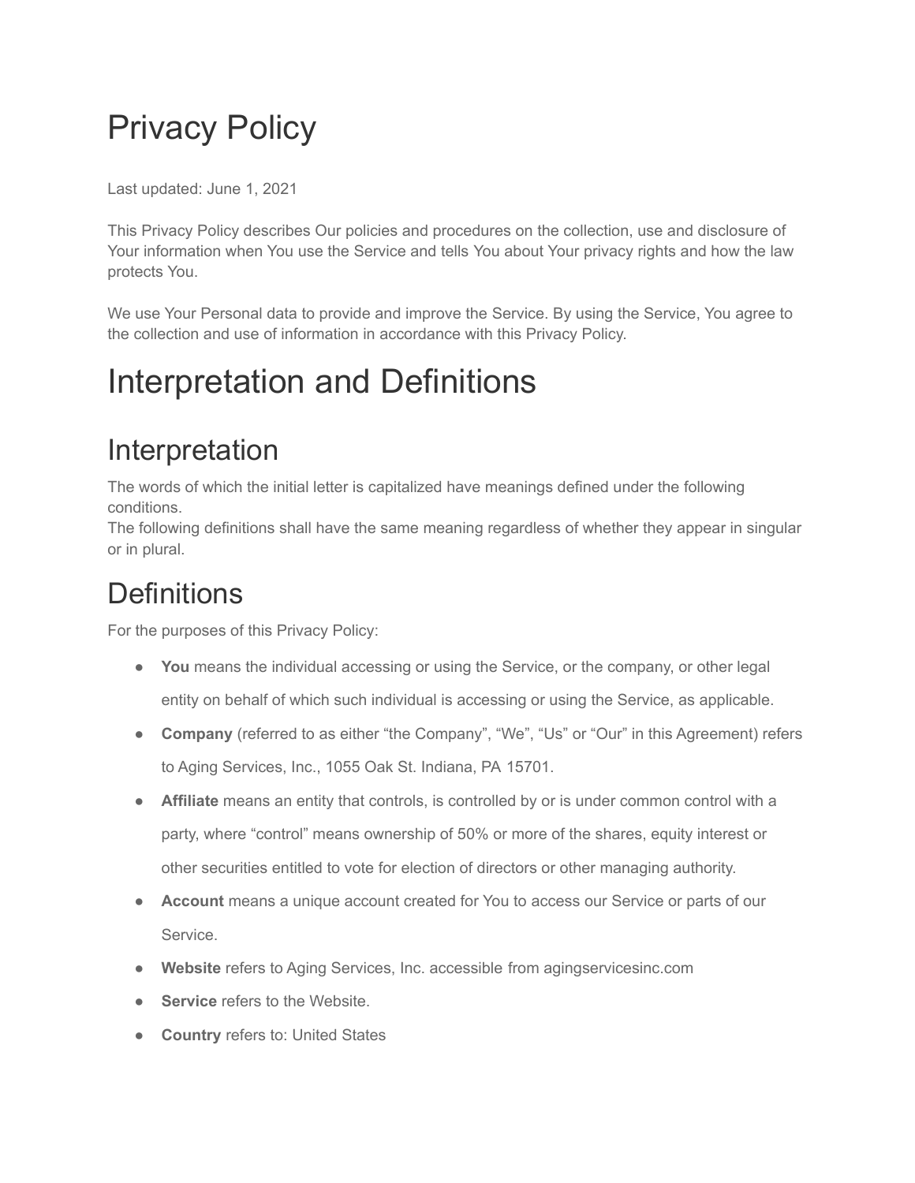# Privacy Policy

Last updated: June 1, 2021

This Privacy Policy describes Our policies and procedures on the collection, use and disclosure of Your information when You use the Service and tells You about Your privacy rights and how the law protects You.

We use Your Personal data to provide and improve the Service. By using the Service, You agree to the collection and use of information in accordance with this Privacy Policy.

# Interpretation and Definitions

## Interpretation

The words of which the initial letter is capitalized have meanings defined under the following conditions.
The following definitions shall have the same meaning regardless of whether they appear in singular or in plural.

## Definitions

For the purposes of this Privacy Policy:

- **You** means the individual accessing or using the Service, or the company, or other legal entity on behalf of which such individual is accessing or using the Service, as applicable.
- **Company** (referred to as either "the Company", "We", "Us" or "Our" in this Agreement) refers to Aging Services, Inc., 1055 Oak St. Indiana, PA 15701.
- **Affiliate** means an entity that controls, is controlled by or is under common control with a party, where "control" means ownership of 50% or more of the shares, equity interest or other securities entitled to vote for election of directors or other managing authority.
- **Account** means a unique account created for You to access our Service or parts of our Service.
- **Website** refers to Aging Services, Inc. accessible from agingservicesinc.com
- **Service** refers to the Website.
- **Country** refers to: United States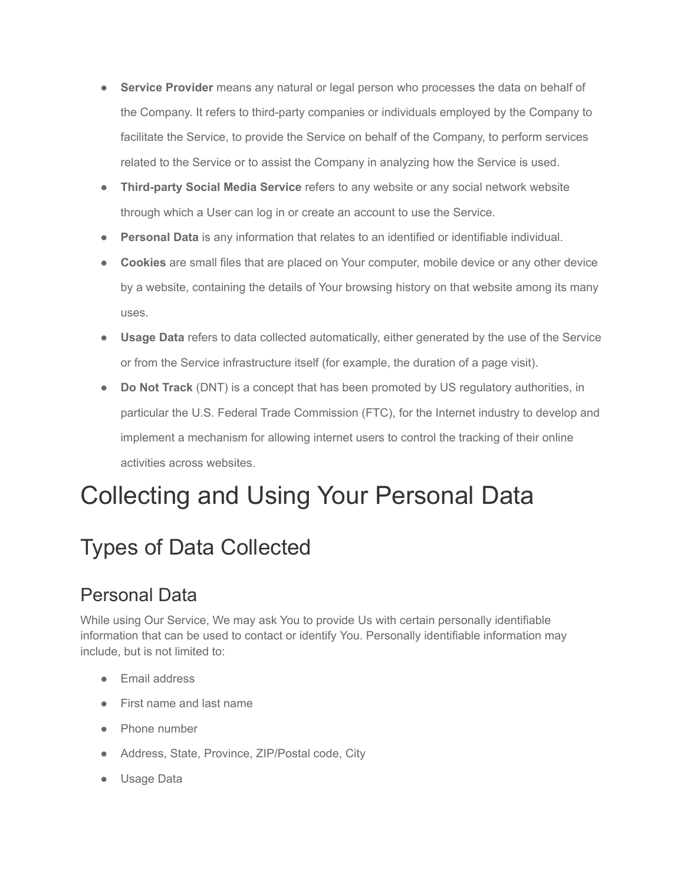- **Service Provider** means any natural or legal person who processes the data on behalf of the Company. It refers to third-party companies or individuals employed by the Company to facilitate the Service, to provide the Service on behalf of the Company, to perform services related to the Service or to assist the Company in analyzing how the Service is used.
- **Third-party Social Media Service** refers to any website or any social network website through which a User can log in or create an account to use the Service.
- **Personal Data** is any information that relates to an identified or identifiable individual.
- **Cookies** are small files that are placed on Your computer, mobile device or any other device by a website, containing the details of Your browsing history on that website among its many uses.
- **Usage Data** refers to data collected automatically, either generated by the use of the Service or from the Service infrastructure itself (for example, the duration of a page visit).
- **Do Not Track** (DNT) is a concept that has been promoted by US regulatory authorities, in particular the U.S. Federal Trade Commission (FTC), for the Internet industry to develop and implement a mechanism for allowing internet users to control the tracking of their online activities across websites.

# Collecting and Using Your Personal Data

## Types of Data Collected

### Personal Data

While using Our Service, We may ask You to provide Us with certain personally identifiable information that can be used to contact or identify You. Personally identifiable information may include, but is not limited to:

- Email address
- First name and last name
- Phone number
- Address, State, Province, ZIP/Postal code, City
- Usage Data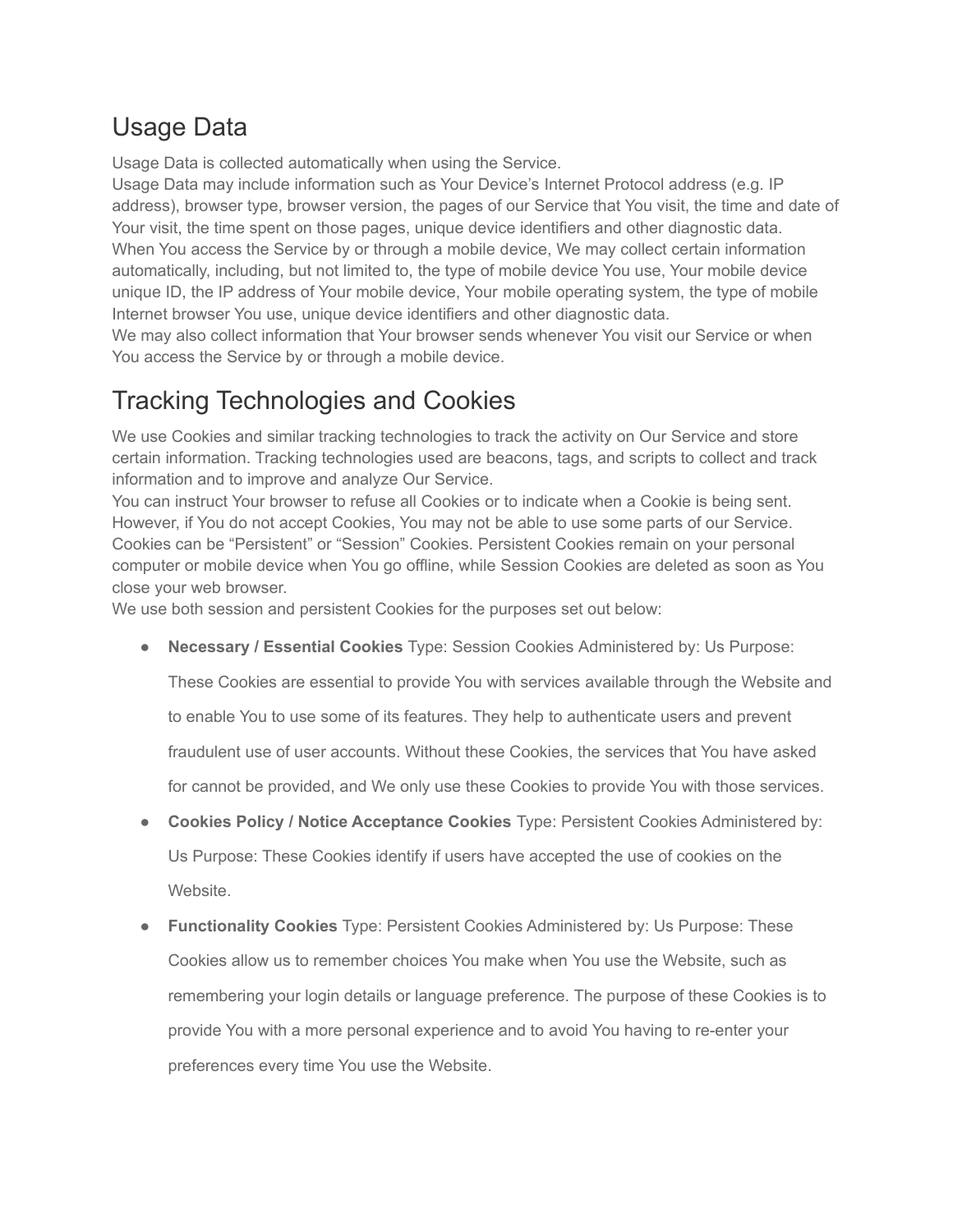## Usage Data

Usage Data is collected automatically when using the Service.
Usage Data may include information such as Your Device's Internet Protocol address (e.g. IP address), browser type, browser version, the pages of our Service that You visit, the time and date of Your visit, the time spent on those pages, unique device identifiers and other diagnostic data.
When You access the Service by or through a mobile device, We may collect certain information automatically, including, but not limited to, the type of mobile device You use, Your mobile device unique ID, the IP address of Your mobile device, Your mobile operating system, the type of mobile Internet browser You use, unique device identifiers and other diagnostic data.
We may also collect information that Your browser sends whenever You visit our Service or when You access the Service by or through a mobile device.

## Tracking Technologies and Cookies

We use Cookies and similar tracking technologies to track the activity on Our Service and store certain information. Tracking technologies used are beacons, tags, and scripts to collect and track information and to improve and analyze Our Service.
You can instruct Your browser to refuse all Cookies or to indicate when a Cookie is being sent. However, if You do not accept Cookies, You may not be able to use some parts of our Service.
Cookies can be "Persistent" or "Session" Cookies. Persistent Cookies remain on your personal computer or mobile device when You go offline, while Session Cookies are deleted as soon as You close your web browser.
We use both session and persistent Cookies for the purposes set out below:

- **Necessary / Essential Cookies** Type: Session Cookies Administered by: Us Purpose: These Cookies are essential to provide You with services available through the Website and to enable You to use some of its features. They help to authenticate users and prevent fraudulent use of user accounts. Without these Cookies, the services that You have asked for cannot be provided, and We only use these Cookies to provide You with those services.
- **Cookies Policy / Notice Acceptance Cookies** Type: Persistent Cookies Administered by: Us Purpose: These Cookies identify if users have accepted the use of cookies on the Website.
- **Functionality Cookies** Type: Persistent Cookies Administered by: Us Purpose: These Cookies allow us to remember choices You make when You use the Website, such as remembering your login details or language preference. The purpose of these Cookies is to provide You with a more personal experience and to avoid You having to re-enter your preferences every time You use the Website.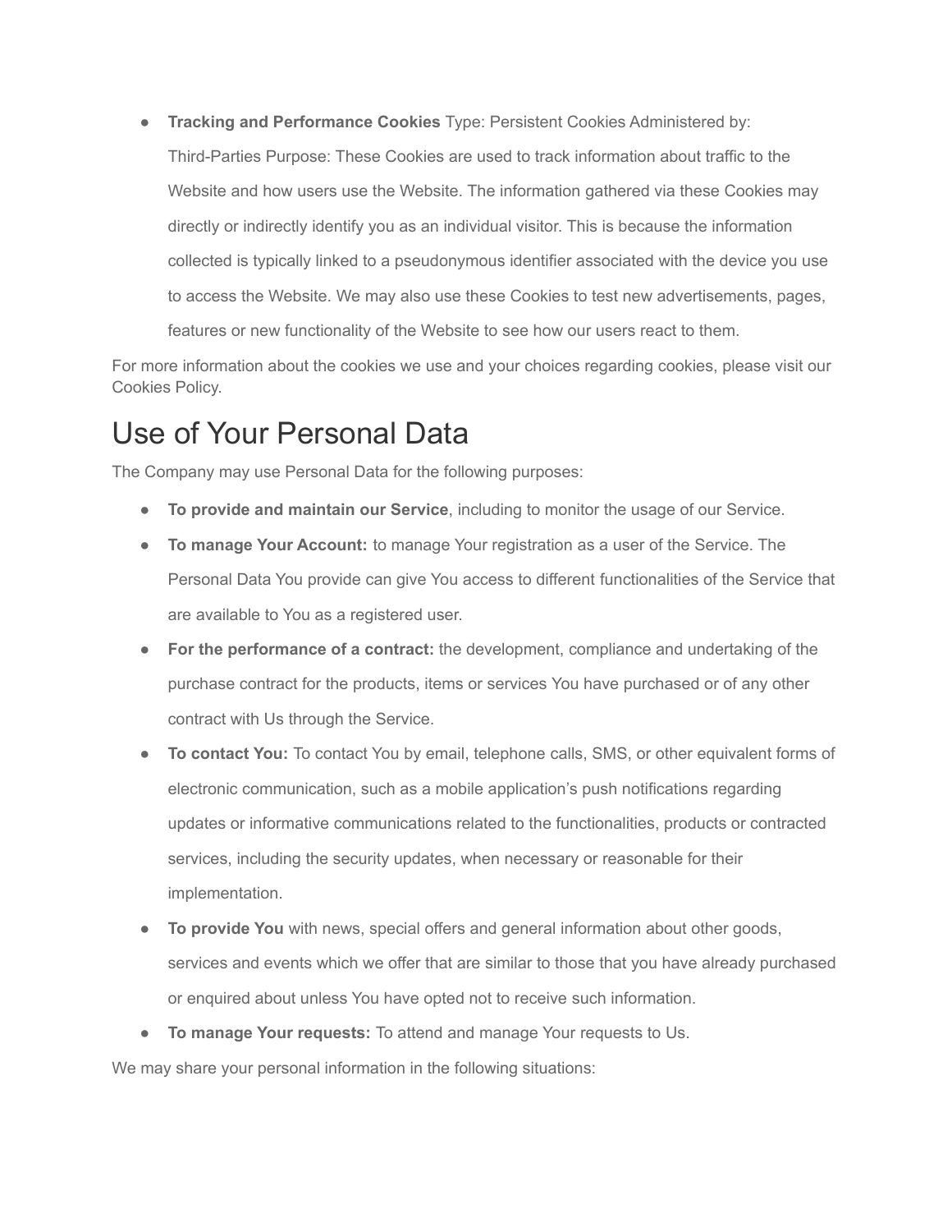- **Tracking and Performance Cookies** Type: Persistent Cookies Administered by: Third-Parties Purpose: These Cookies are used to track information about traffic to the Website and how users use the Website. The information gathered via these Cookies may directly or indirectly identify you as an individual visitor. This is because the information collected is typically linked to a pseudonymous identifier associated with the device you use to access the Website. We may also use these Cookies to test new advertisements, pages, features or new functionality of the Website to see how our users react to them.

For more information about the cookies we use and your choices regarding cookies, please visit our Cookies Policy.

# Use of Your Personal Data

The Company may use Personal Data for the following purposes:

- **To provide and maintain our Service**, including to monitor the usage of our Service.
- **To manage Your Account:** to manage Your registration as a user of the Service. The Personal Data You provide can give You access to different functionalities of the Service that are available to You as a registered user.
- **For the performance of a contract:** the development, compliance and undertaking of the purchase contract for the products, items or services You have purchased or of any other contract with Us through the Service.
- **To contact You:** To contact You by email, telephone calls, SMS, or other equivalent forms of electronic communication, such as a mobile application's push notifications regarding updates or informative communications related to the functionalities, products or contracted services, including the security updates, when necessary or reasonable for their implementation.
- **To provide You** with news, special offers and general information about other goods, services and events which we offer that are similar to those that you have already purchased or enquired about unless You have opted not to receive such information.
- **To manage Your requests:** To attend and manage Your requests to Us.

We may share your personal information in the following situations: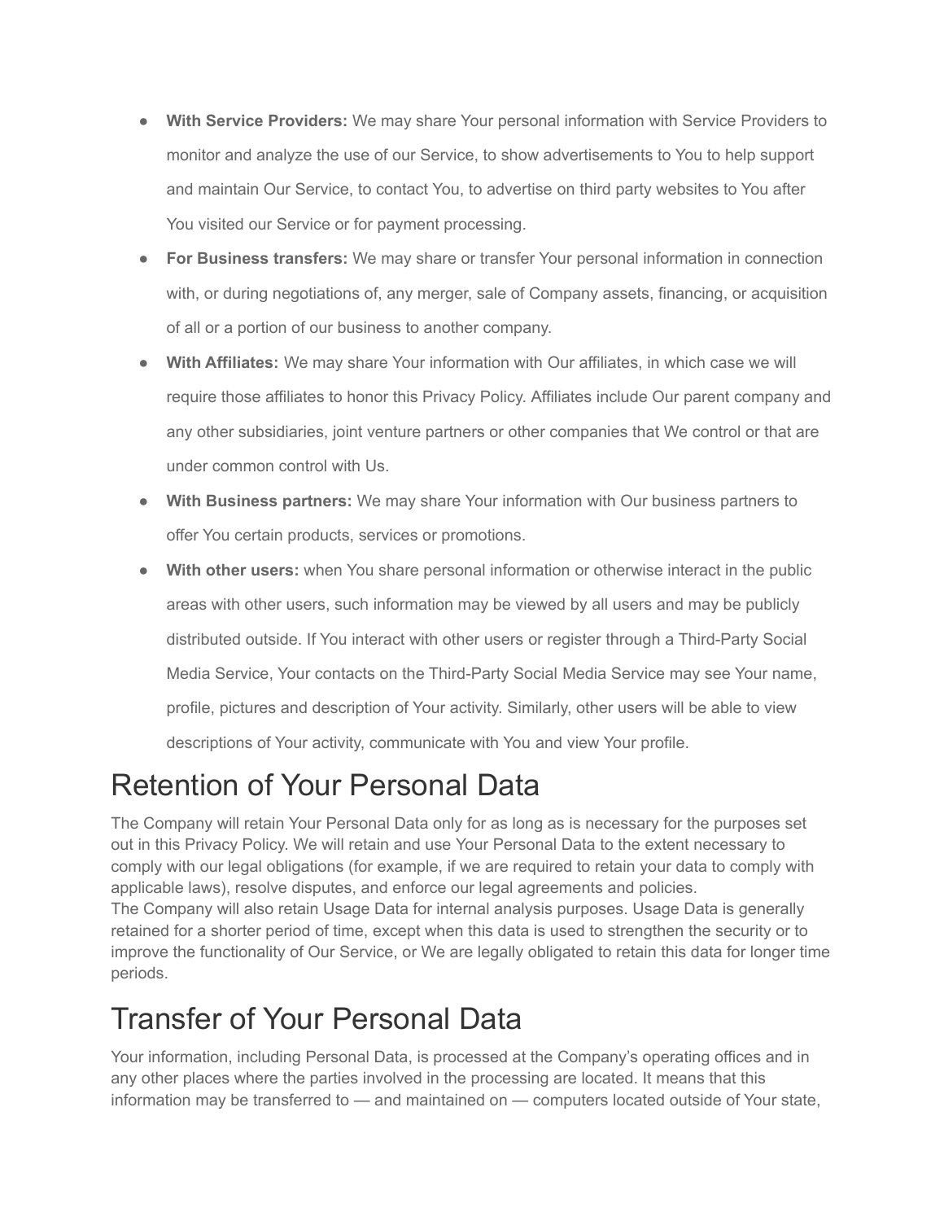- **With Service Providers:** We may share Your personal information with Service Providers to monitor and analyze the use of our Service, to show advertisements to You to help support and maintain Our Service, to contact You, to advertise on third party websites to You after You visited our Service or for payment processing.
- **For Business transfers:** We may share or transfer Your personal information in connection with, or during negotiations of, any merger, sale of Company assets, financing, or acquisition of all or a portion of our business to another company.
- **With Affiliates:** We may share Your information with Our affiliates, in which case we will require those affiliates to honor this Privacy Policy. Affiliates include Our parent company and any other subsidiaries, joint venture partners or other companies that We control or that are under common control with Us.
- **With Business partners:** We may share Your information with Our business partners to offer You certain products, services or promotions.
- **With other users:** when You share personal information or otherwise interact in the public areas with other users, such information may be viewed by all users and may be publicly distributed outside. If You interact with other users or register through a Third-Party Social Media Service, Your contacts on the Third-Party Social Media Service may see Your name, profile, pictures and description of Your activity. Similarly, other users will be able to view descriptions of Your activity, communicate with You and view Your profile.

# Retention of Your Personal Data

The Company will retain Your Personal Data only for as long as is necessary for the purposes set out in this Privacy Policy. We will retain and use Your Personal Data to the extent necessary to comply with our legal obligations (for example, if we are required to retain your data to comply with applicable laws), resolve disputes, and enforce our legal agreements and policies.
The Company will also retain Usage Data for internal analysis purposes. Usage Data is generally retained for a shorter period of time, except when this data is used to strengthen the security or to improve the functionality of Our Service, or We are legally obligated to retain this data for longer time periods.

# Transfer of Your Personal Data

Your information, including Personal Data, is processed at the Company's operating offices and in any other places where the parties involved in the processing are located. It means that this information may be transferred to — and maintained on — computers located outside of Your state,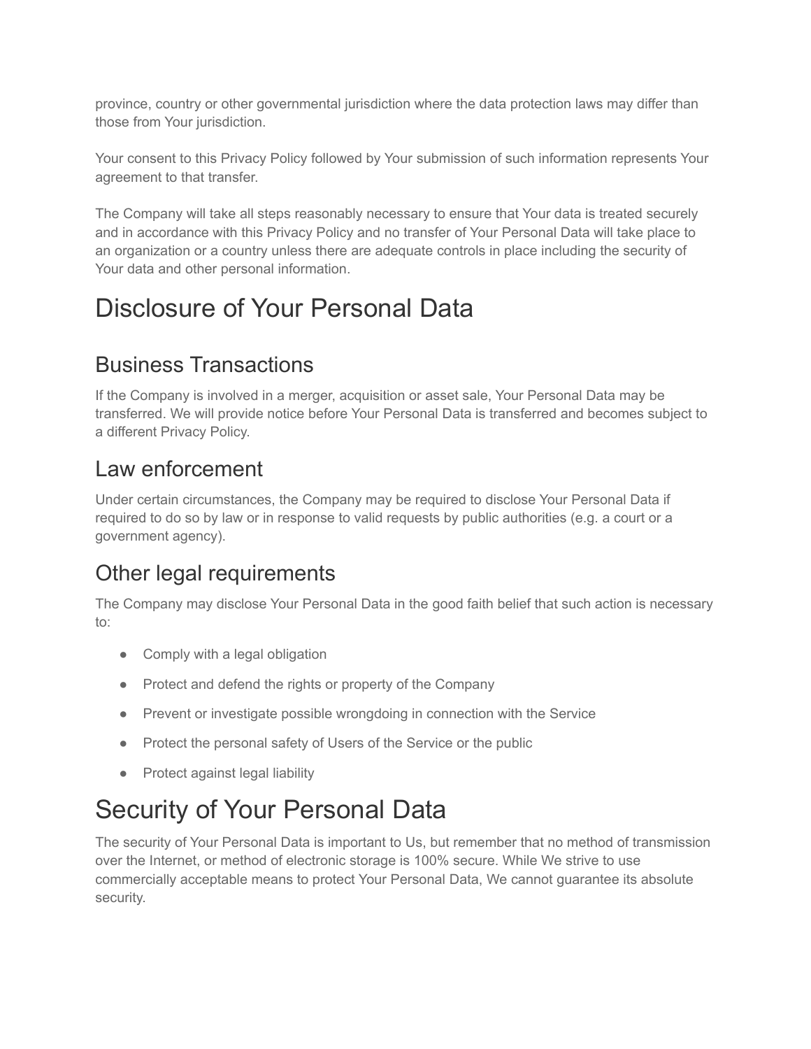province, country or other governmental jurisdiction where the data protection laws may differ than those from Your jurisdiction.

Your consent to this Privacy Policy followed by Your submission of such information represents Your agreement to that transfer.

The Company will take all steps reasonably necessary to ensure that Your data is treated securely and in accordance with this Privacy Policy and no transfer of Your Personal Data will take place to an organization or a country unless there are adequate controls in place including the security of Your data and other personal information.

# Disclosure of Your Personal Data

## Business Transactions

If the Company is involved in a merger, acquisition or asset sale, Your Personal Data may be transferred. We will provide notice before Your Personal Data is transferred and becomes subject to a different Privacy Policy.

## Law enforcement

Under certain circumstances, the Company may be required to disclose Your Personal Data if required to do so by law or in response to valid requests by public authorities (e.g. a court or a government agency).

## Other legal requirements

The Company may disclose Your Personal Data in the good faith belief that such action is necessary to:

- Comply with a legal obligation
- Protect and defend the rights or property of the Company
- Prevent or investigate possible wrongdoing in connection with the Service
- Protect the personal safety of Users of the Service or the public
- Protect against legal liability

# Security of Your Personal Data

The security of Your Personal Data is important to Us, but remember that no method of transmission over the Internet, or method of electronic storage is 100% secure. While We strive to use commercially acceptable means to protect Your Personal Data, We cannot guarantee its absolute security.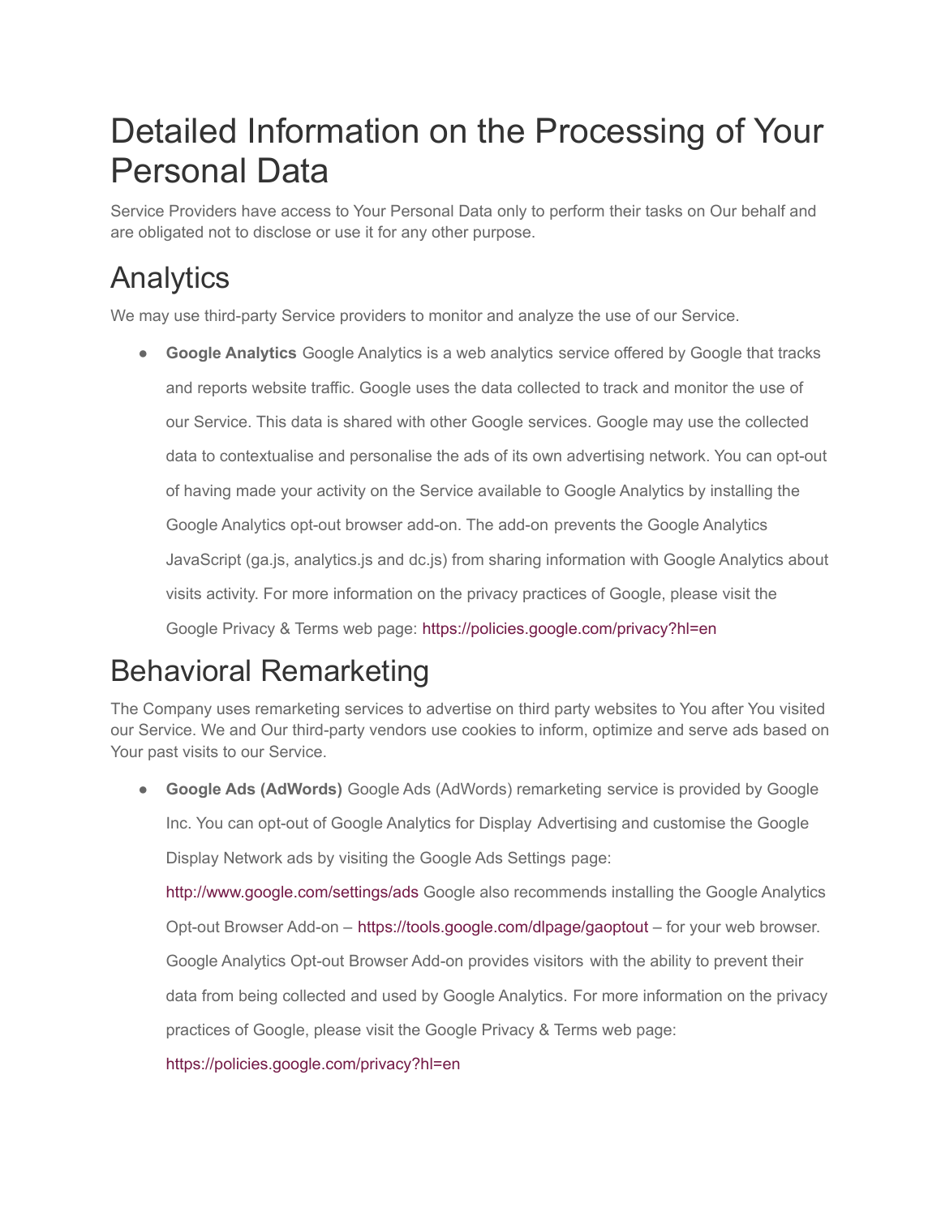# Detailed Information on the Processing of Your Personal Data

Service Providers have access to Your Personal Data only to perform their tasks on Our behalf and are obligated not to disclose or use it for any other purpose.

# Analytics

We may use third-party Service providers to monitor and analyze the use of our Service.

- **Google Analytics** Google Analytics is a web analytics service offered by Google that tracks and reports website traffic. Google uses the data collected to track and monitor the use of our Service. This data is shared with other Google services. Google may use the collected data to contextualise and personalise the ads of its own advertising network. You can opt-out of having made your activity on the Service available to Google Analytics by installing the Google Analytics opt-out browser add-on. The add-on prevents the Google Analytics JavaScript (ga.js, analytics.js and dc.js) from sharing information with Google Analytics about visits activity. For more information on the privacy practices of Google, please visit the Google Privacy & Terms web page: https://policies.google.com/privacy?hl=en

# Behavioral Remarketing

The Company uses remarketing services to advertise on third party websites to You after You visited our Service. We and Our third-party vendors use cookies to inform, optimize and serve ads based on Your past visits to our Service.

- **Google Ads (AdWords)** Google Ads (AdWords) remarketing service is provided by Google Inc. You can opt-out of Google Analytics for Display Advertising and customise the Google Display Network ads by visiting the Google Ads Settings page: http://www.google.com/settings/ads Google also recommends installing the Google Analytics Opt-out Browser Add-on – https://tools.google.com/dlpage/gaoptout – for your web browser. Google Analytics Opt-out Browser Add-on provides visitors with the ability to prevent their data from being collected and used by Google Analytics. For more information on the privacy practices of Google, please visit the Google Privacy & Terms web page: https://policies.google.com/privacy?hl=en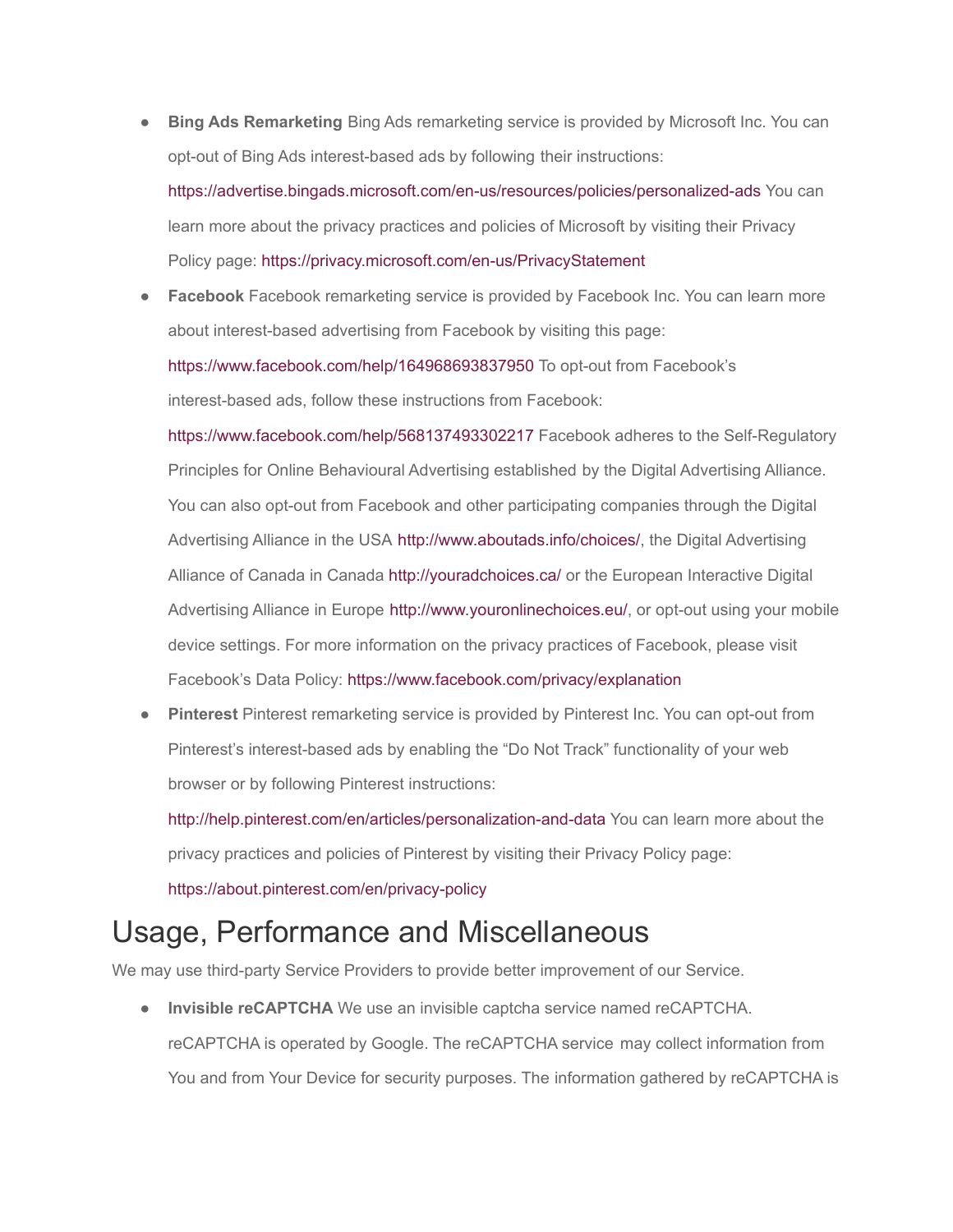- **Bing Ads Remarketing** Bing Ads remarketing service is provided by Microsoft Inc. You can opt-out of Bing Ads interest-based ads by following their instructions: https://advertise.bingads.microsoft.com/en-us/resources/policies/personalized-ads You can learn more about the privacy practices and policies of Microsoft by visiting their Privacy Policy page: https://privacy.microsoft.com/en-us/PrivacyStatement
- **Facebook** Facebook remarketing service is provided by Facebook Inc. You can learn more about interest-based advertising from Facebook by visiting this page: https://www.facebook.com/help/164968693837950 To opt-out from Facebook's interest-based ads, follow these instructions from Facebook: https://www.facebook.com/help/568137493302217 Facebook adheres to the Self-Regulatory Principles for Online Behavioural Advertising established by the Digital Advertising Alliance. You can also opt-out from Facebook and other participating companies through the Digital Advertising Alliance in the USA http://www.aboutads.info/choices/, the Digital Advertising Alliance of Canada in Canada http://youradchoices.ca/ or the European Interactive Digital Advertising Alliance in Europe http://www.youronlinechoices.eu/, or opt-out using your mobile device settings. For more information on the privacy practices of Facebook, please visit Facebook's Data Policy: https://www.facebook.com/privacy/explanation
- **Pinterest** Pinterest remarketing service is provided by Pinterest Inc. You can opt-out from Pinterest's interest-based ads by enabling the "Do Not Track" functionality of your web browser or by following Pinterest instructions: http://help.pinterest.com/en/articles/personalization-and-data You can learn more about the privacy practices and policies of Pinterest by visiting their Privacy Policy page: https://about.pinterest.com/en/privacy-policy

# Usage, Performance and Miscellaneous

We may use third-party Service Providers to provide better improvement of our Service.

- **Invisible reCAPTCHA** We use an invisible captcha service named reCAPTCHA. reCAPTCHA is operated by Google. The reCAPTCHA service may collect information from You and from Your Device for security purposes. The information gathered by reCAPTCHA is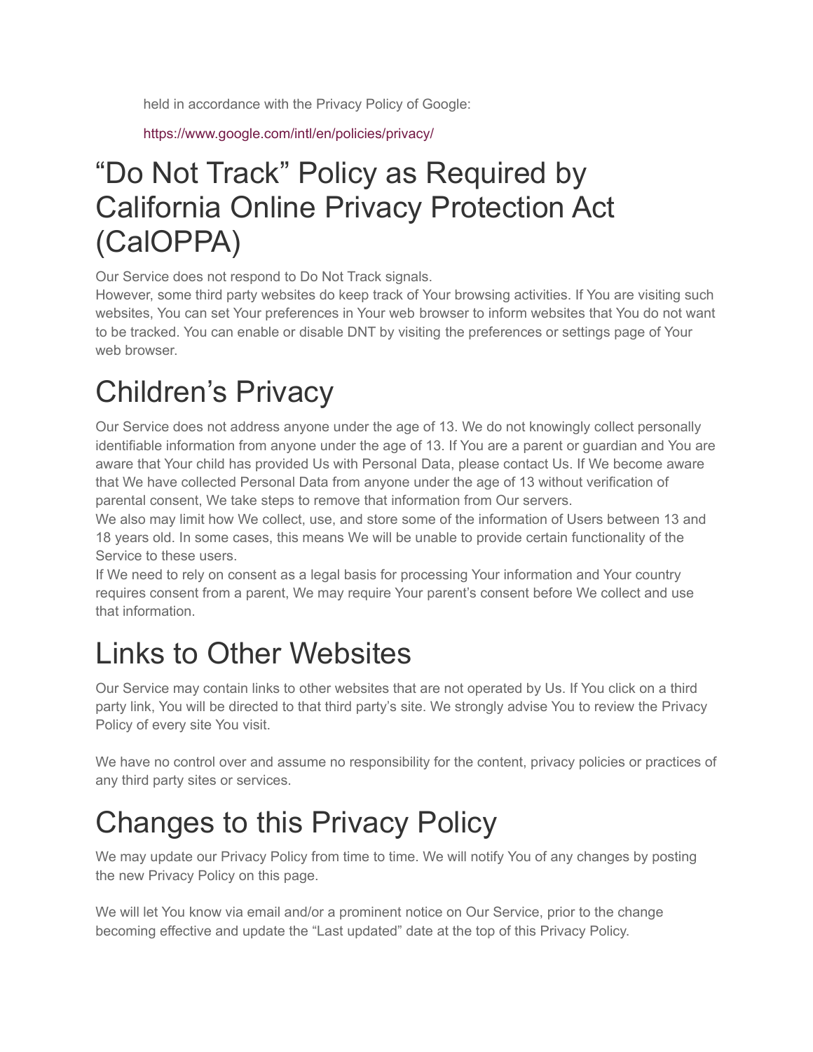held in accordance with the Privacy Policy of Google:

https://www.google.com/intl/en/policies/privacy/

# “Do Not Track” Policy as Required by California Online Privacy Protection Act (CalOPPA)

Our Service does not respond to Do Not Track signals.
However, some third party websites do keep track of Your browsing activities. If You are visiting such websites, You can set Your preferences in Your web browser to inform websites that You do not want to be tracked. You can enable or disable DNT by visiting the preferences or settings page of Your web browser.

# Children’s Privacy

Our Service does not address anyone under the age of 13. We do not knowingly collect personally identifiable information from anyone under the age of 13. If You are a parent or guardian and You are aware that Your child has provided Us with Personal Data, please contact Us. If We become aware that We have collected Personal Data from anyone under the age of 13 without verification of parental consent, We take steps to remove that information from Our servers.
We also may limit how We collect, use, and store some of the information of Users between 13 and 18 years old. In some cases, this means We will be unable to provide certain functionality of the Service to these users.
If We need to rely on consent as a legal basis for processing Your information and Your country requires consent from a parent, We may require Your parent’s consent before We collect and use that information.

# Links to Other Websites

Our Service may contain links to other websites that are not operated by Us. If You click on a third party link, You will be directed to that third party’s site. We strongly advise You to review the Privacy Policy of every site You visit.

We have no control over and assume no responsibility for the content, privacy policies or practices of any third party sites or services.

# Changes to this Privacy Policy

We may update our Privacy Policy from time to time. We will notify You of any changes by posting the new Privacy Policy on this page.

We will let You know via email and/or a prominent notice on Our Service, prior to the change becoming effective and update the “Last updated” date at the top of this Privacy Policy.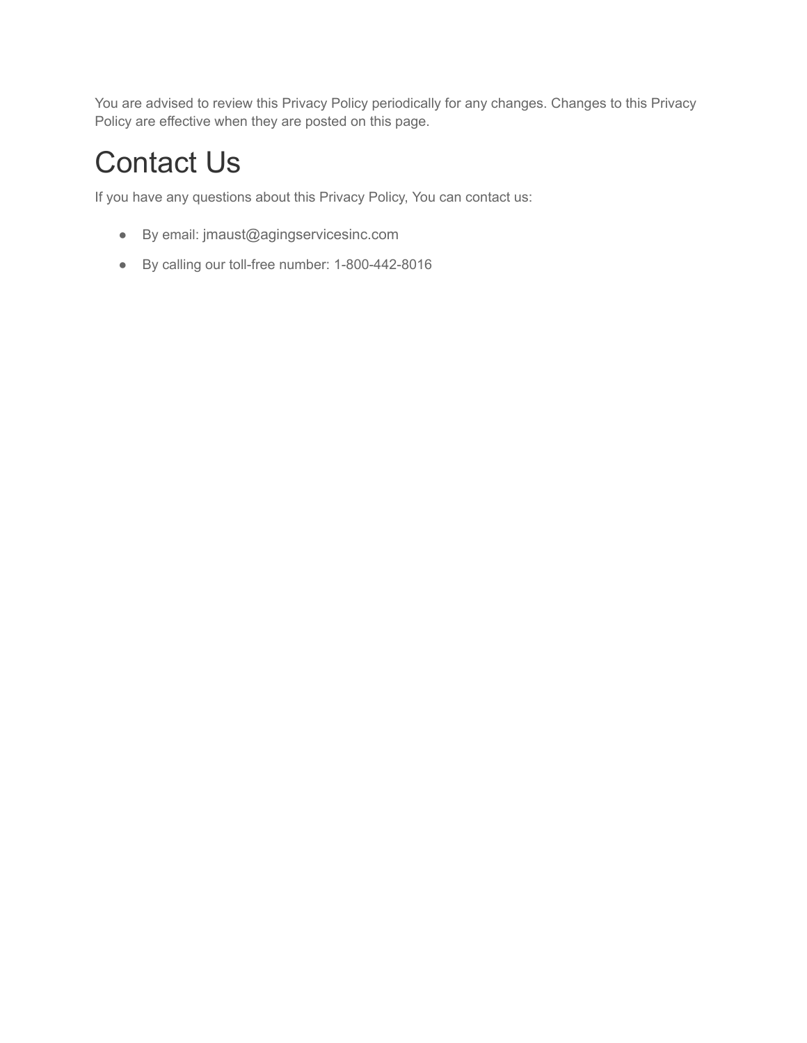You are advised to review this Privacy Policy periodically for any changes. Changes to this Privacy Policy are effective when they are posted on this page.

# Contact Us

If you have any questions about this Privacy Policy, You can contact us:

- By email: jmaust@agingservicesinc.com
- By calling our toll-free number: 1-800-442-8016